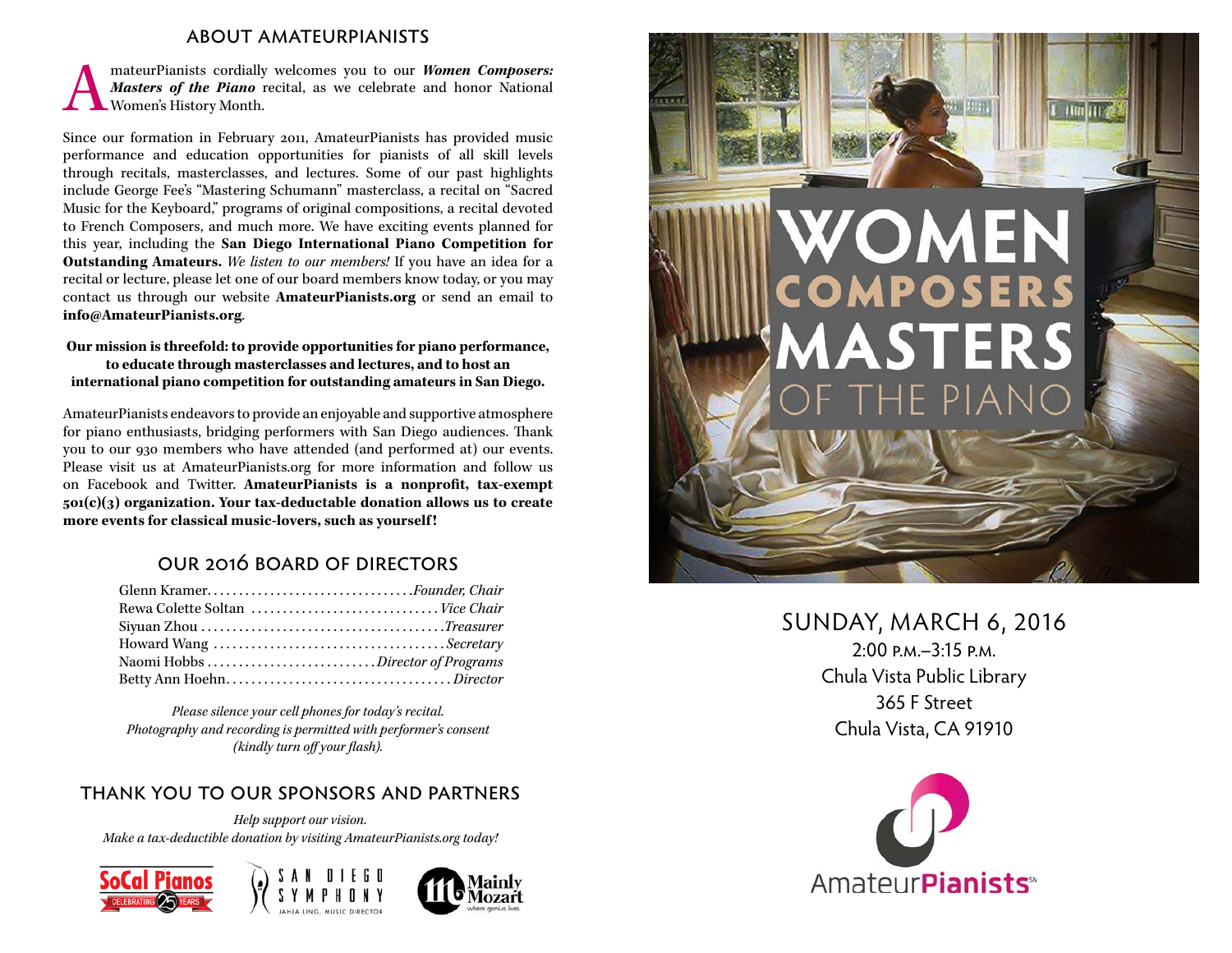## ABOUT AMATEURPIANISTS

AmateurPianists cordially welcomes you to our ***Women Composers: Masters of the Piano*** recital, as we celebrate and honor National Women's History Month.

Since our formation in February 2011, AmateurPianists has provided music performance and education opportunities for pianists of all skill levels through recitals, masterclasses, and lectures. Some of our past highlights include George Fee's "Mastering Schumann" masterclass, a recital on "Sacred Music for the Keyboard," programs of original compositions, a recital devoted to French Composers, and much more. We have exciting events planned for this year, including the **San Diego International Piano Competition for Outstanding Amateurs.** *We listen to our members!* If you have an idea for a recital or lecture, please let one of our board members know today, or you may contact us through our website **AmateurPianists.org** or send an email to **info@AmateurPianists.org**.

**Our mission is threefold: to provide opportunities for piano performance, to educate through masterclasses and lectures, and to host an international piano competition for outstanding amateurs in San Diego.**

AmateurPianists endeavors to provide an enjoyable and supportive atmosphere for piano enthusiasts, bridging performers with San Diego audiences. Thank you to our 930 members who have attended (and performed at) our events. Please visit us at AmateurPianists.org for more information and follow us on Facebook and Twitter. **AmateurPianists is a nonprofit, tax-exempt 501(c)(3) organization. Your tax-deductable donation allows us to create more events for classical music-lovers, such as yourself!**

## OUR 2016 BOARD OF DIRECTORS

Glenn Kramer. . . . . . . . . . . . . . . . *Founder, Chair*
Rewa Colette Soltan . . . . . . . . . . . . . . *Vice Chair*
Siyuan Zhou . . . . . . . . . . . . . . . . . . *Treasurer*
Howard Wang . . . . . . . . . . . . . . . . . . *Secretary*
Naomi Hobbs . . . . . . . . . . . . *Director of Programs*
Betty Ann Hoehn. . . . . . . . . . . . . . . . . . *Director*

*Please silence your cell phones for today's recital.*
*Photography and recording is permitted with performer's consent (kindly turn off your flash).*

## THANK YOU TO OUR SPONSORS AND PARTNERS

*Help support our vision.*
*Make a tax-deductible donation by visiting AmateurPianists.org today!*

SoCal Pianos — Celebrating 25 Years
San Diego Symphony — Jahja Ling, Music Director
Mainly Mozart — where genius lives

# WOMEN COMPOSERS MASTERS OF THE PIANO

## SUNDAY, MARCH 6, 2016

2:00 P.M.–3:15 P.M.
Chula Vista Public Library
365 F Street
Chula Vista, CA 91910

AmateurPianists℠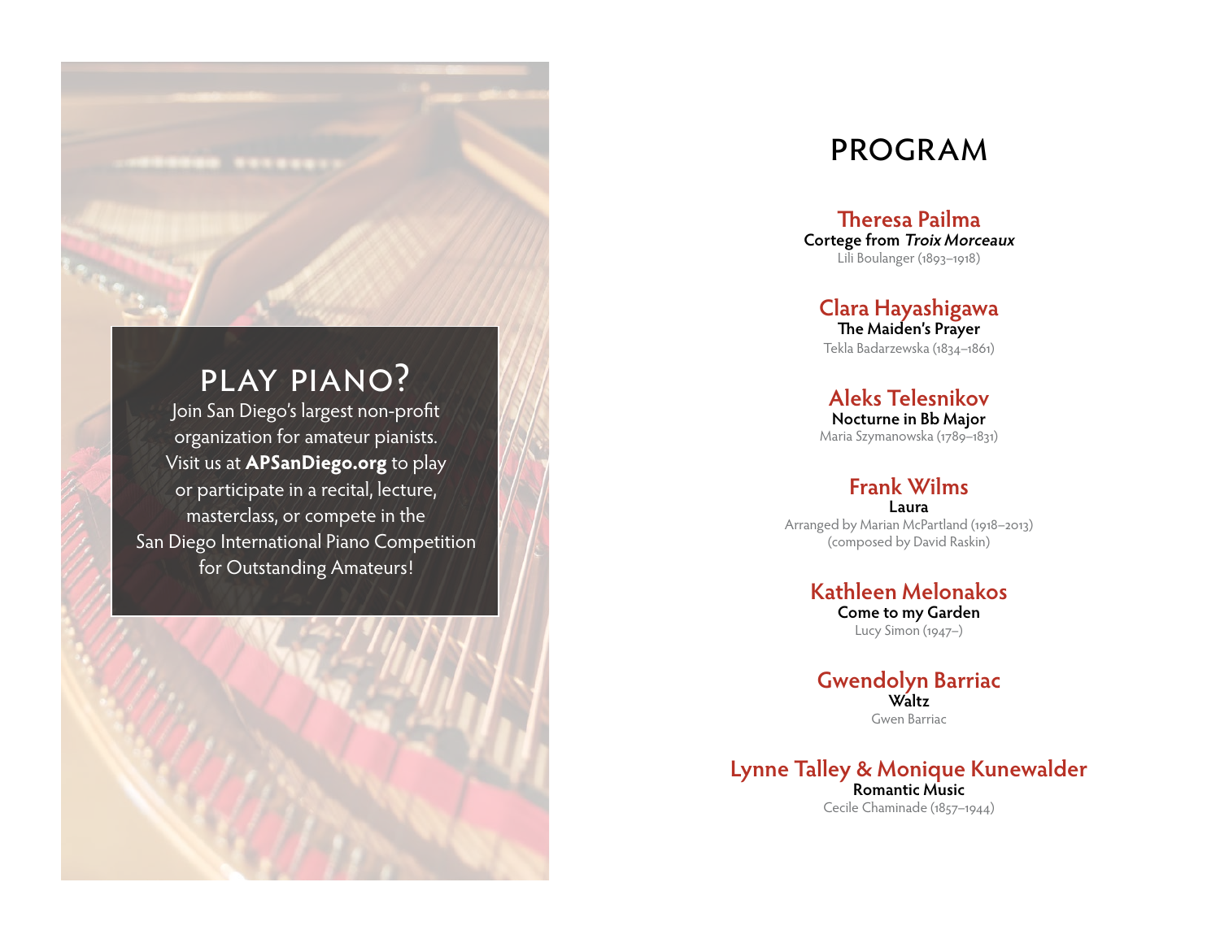## PLAY PIANO?

Join San Diego's largest non-profit organization for amateur pianists. Visit us at **APSanDiego.org** to play or participate in a recital, lecture, masterclass, or compete in the San Diego International Piano Competition for Outstanding Amateurs!

# PROGRAM

### Theresa Pailma
**Cortege from *Troix Morceaux***
Lili Boulanger (1893–1918)

### Clara Hayashigawa
**The Maiden's Prayer**
Tekla Badarzewska (1834–1861)

### Aleks Telesnikov
**Nocturne in Bb Major**
Maria Szymanowska (1789–1831)

### Frank Wilms
**Laura**
Arranged by Marian McPartland (1918–2013)
(composed by David Raskin)

### Kathleen Melonakos
**Come to my Garden**
Lucy Simon (1947–)

### Gwendolyn Barriac
**Waltz**
Gwen Barriac

### Lynne Talley & Monique Kunewalder
**Romantic Music**
Cecile Chaminade (1857–1944)